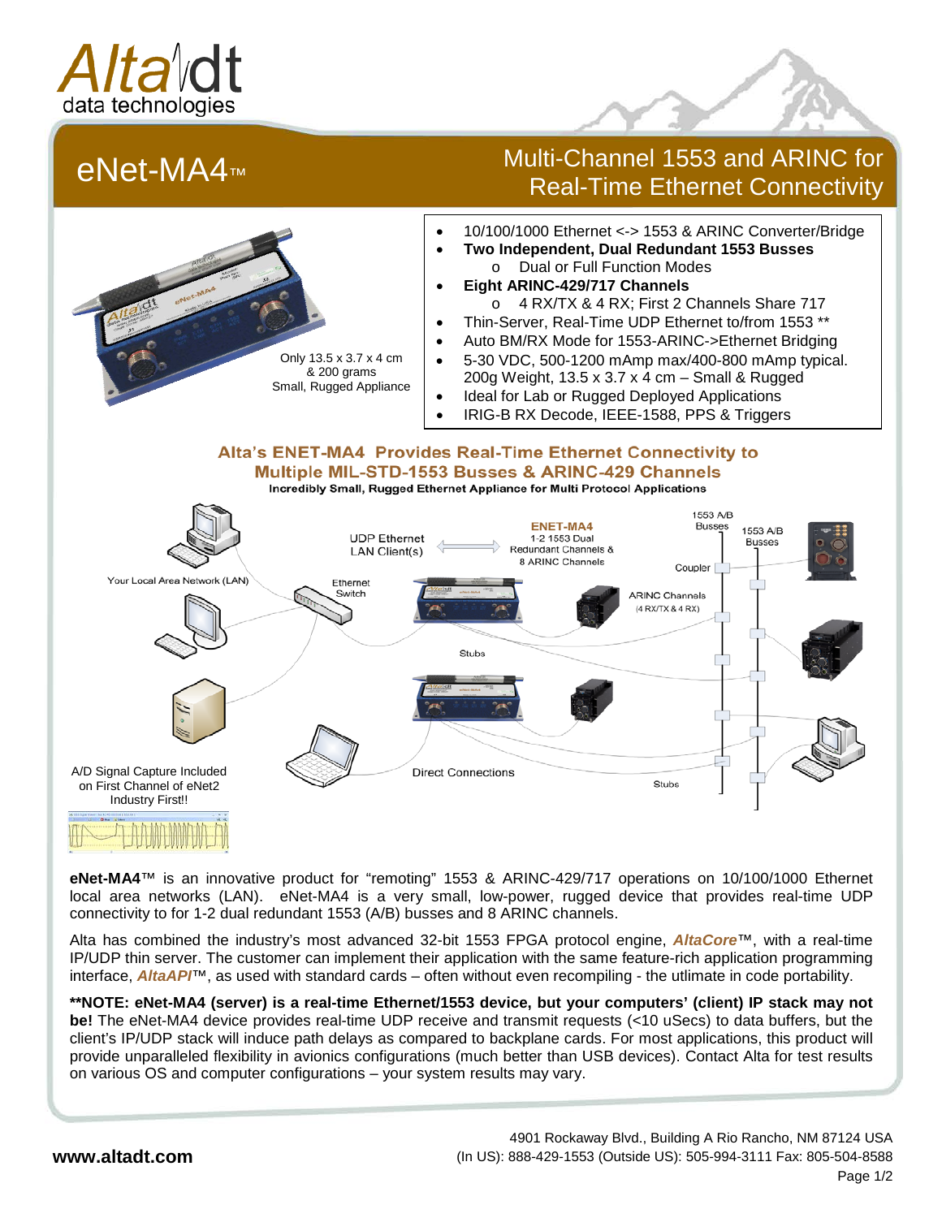# eNet-MA4™

## Multi-Channel 1553 and ARINC for Real-Time Ethernet Connectivity

Only 13.5 x 3.7 x 4 cm & 200 grams
Small, Rugged Appliance

- 10/100/1000 Ethernet <-> 1553 & ARINC Converter/Bridge
- **Two Independent, Dual Redundant 1553 Busses**
    - Dual or Full Function Modes
- **Eight ARINC-429/717 Channels**
    - 4 RX/TX & 4 RX; First 2 Channels Share 717
- Thin-Server, Real-Time UDP Ethernet to/from 1553 **
- Auto BM/RX Mode for 1553-ARINC->Ethernet Bridging
- 5-30 VDC, 500-1200 mAmp max/400-800 mAmp typical. 200g Weight, 13.5 x 3.7 x 4 cm – Small & Rugged
- Ideal for Lab or Rugged Deployed Applications
- IRIG-B RX Decode, IEEE-1588, PPS & Triggers

### Alta's ENET-MA4 Provides Real-Time Ethernet Connectivity to Multiple MIL-STD-1553 Busses & ARINC-429 Channels

Incredibly Small, Rugged Ethernet Appliance for Multi Protocol Applications

Your Local Area Network (LAN)
UDP Ethernet LAN Client(s)
ENET-MA4
1-2 1553 Dual Redundant Channels & 8 ARINC Channels
1553 A/B Busses
1553 A/B Busses
Coupler
Ethernet Switch
ARINC Channels (4 RX/TX & 4 RX)
Stubs
Direct Connections
Stubs

A/D Signal Capture Included on First Channel of eNet2 Industry First!!

**eNet-MA4**™ is an innovative product for "remoting" 1553 & ARINC-429/717 operations on 10/100/1000 Ethernet local area networks (LAN). eNet-MA4 is a very small, low-power, rugged device that provides real-time UDP connectivity to for 1-2 dual redundant 1553 (A/B) busses and 8 ARINC channels.

Alta has combined the industry's most advanced 32-bit 1553 FPGA protocol engine, ***AltaCore***™, with a real-time IP/UDP thin server. The customer can implement their application with the same feature-rich application programming interface, ***AltaAPI***™, as used with standard cards – often without even recompiling - the utlimate in code portability.

**\*\*NOTE: eNet-MA4 (server) is a real-time Ethernet/1553 device, but your computers' (client) IP stack may not be!** The eNet-MA4 device provides real-time UDP receive and transmit requests (<10 uSecs) to data buffers, but the client's IP/UDP stack will induce path delays as compared to backplane cards. For most applications, this product will provide unparalleled flexibility in avionics configurations (much better than USB devices). Contact Alta for test results on various OS and computer configurations – your system results may vary.

**www.altadt.com**

4901 Rockaway Blvd., Building A Rio Rancho, NM 87124 USA
(In US): 888-429-1553 (Outside US): 505-994-3111 Fax: 805-504-8588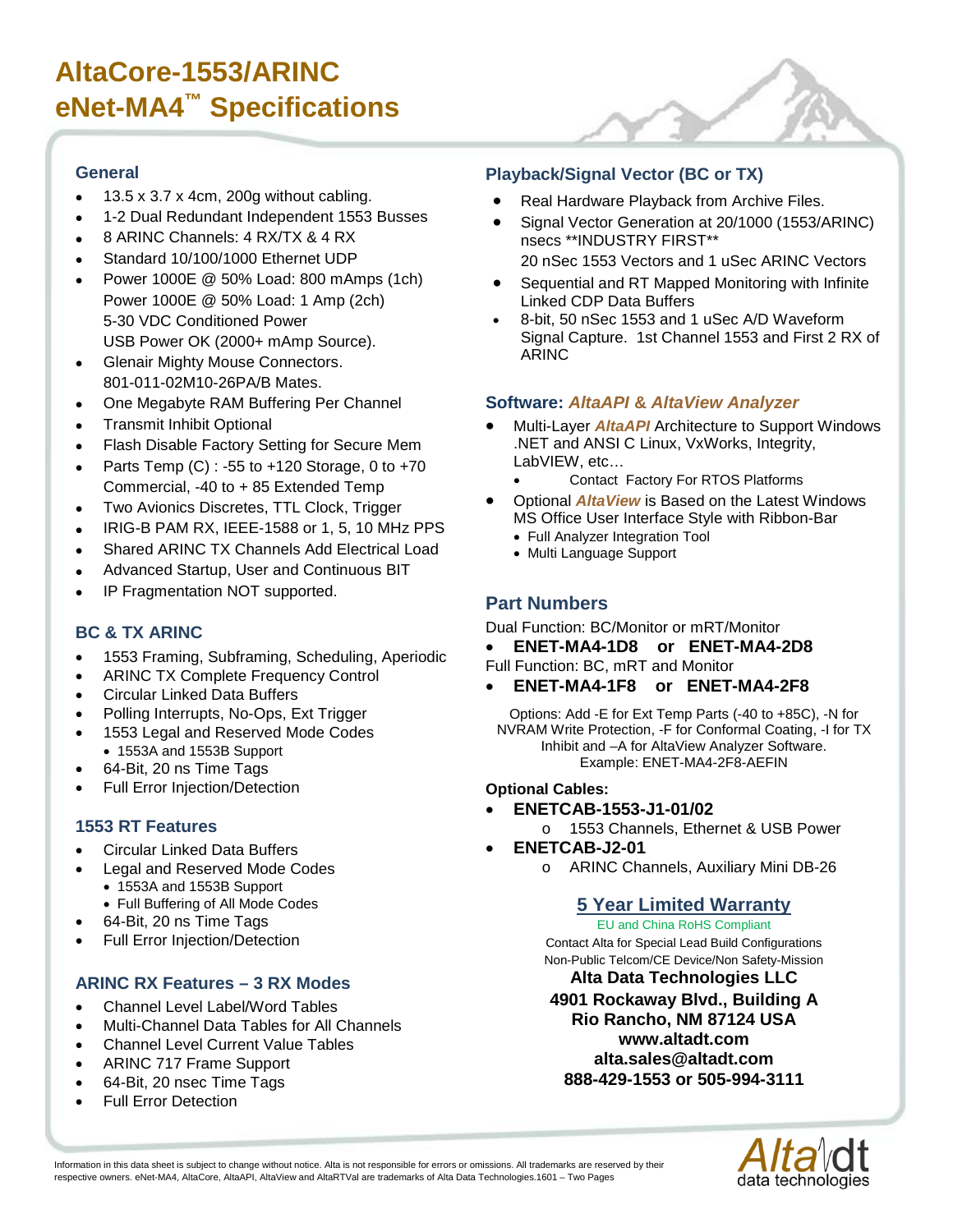# AltaCore-1553/ARINC eNet-MA4™ Specifications

### General

- 13.5 x 3.7 x 4cm, 200g without cabling.
- 1-2 Dual Redundant Independent 1553 Busses
- 8 ARINC Channels: 4 RX/TX & 4 RX
- Standard 10/100/1000 Ethernet UDP
- Power 1000E @ 50% Load: 800 mAmps (1ch)
  Power 1000E @ 50% Load: 1 Amp (2ch)
  5-30 VDC Conditioned Power
  USB Power OK (2000+ mAmp Source).
- Glenair Mighty Mouse Connectors.
  801-011-02M10-26PA/B Mates.
- One Megabyte RAM Buffering Per Channel
- Transmit Inhibit Optional
- Flash Disable Factory Setting for Secure Mem
- Parts Temp (C) : -55 to +120 Storage, 0 to +70 Commercial, -40 to + 85 Extended Temp
- Two Avionics Discretes, TTL Clock, Trigger
- IRIG-B PAM RX, IEEE-1588 or 1, 5, 10 MHz PPS
- Shared ARINC TX Channels Add Electrical Load
- Advanced Startup, User and Continuous BIT
- IP Fragmentation NOT supported.

### BC & TX ARINC

- 1553 Framing, Subframing, Scheduling, Aperiodic
- ARINC TX Complete Frequency Control
- Circular Linked Data Buffers
- Polling Interrupts, No-Ops, Ext Trigger
- 1553 Legal and Reserved Mode Codes
  - 1553A and 1553B Support
- 64-Bit, 20 ns Time Tags
- Full Error Injection/Detection

### 1553 RT Features

- Circular Linked Data Buffers
- Legal and Reserved Mode Codes
  - 1553A and 1553B Support
  - Full Buffering of All Mode Codes
- 64-Bit, 20 ns Time Tags
- Full Error Injection/Detection

### ARINC RX Features – 3 RX Modes

- Channel Level Label/Word Tables
- Multi-Channel Data Tables for All Channels
- Channel Level Current Value Tables
- ARINC 717 Frame Support
- 64-Bit, 20 nsec Time Tags
- Full Error Detection

### Playback/Signal Vector (BC or TX)

- Real Hardware Playback from Archive Files.
- Signal Vector Generation at 20/1000 (1553/ARINC) nsecs **INDUSTRY FIRST**
  20 nSec 1553 Vectors and 1 uSec ARINC Vectors
- Sequential and RT Mapped Monitoring with Infinite Linked CDP Data Buffers
- 8-bit, 50 nSec 1553 and 1 uSec A/D Waveform Signal Capture. 1st Channel 1553 and First 2 RX of ARINC

### Software: *AltaAPI* & *AltaView Analyzer*

- Multi-Layer ***AltaAPI*** Architecture to Support Windows .NET and ANSI C Linux, VxWorks, Integrity, LabVIEW, etc…
  - Contact Factory For RTOS Platforms
- Optional ***AltaView*** is Based on the Latest Windows MS Office User Interface Style with Ribbon-Bar
  - Full Analyzer Integration Tool
  - Multi Language Support

## Part Numbers

Dual Function: BC/Monitor or mRT/Monitor

- **ENET-MA4-1D8 or ENET-MA4-2D8**

Full Function: BC, mRT and Monitor

- **ENET-MA4-1F8 or ENET-MA4-2F8**

Options: Add -E for Ext Temp Parts (-40 to +85C), -N for NVRAM Write Protection, -F for Conformal Coating, -I for TX Inhibit and –A for AltaView Analyzer Software. Example: ENET-MA4-2F8-AEFIN

**Optional Cables:**

- **ENETCAB-1553-J1-01/02**
  - 1553 Channels, Ethernet & USB Power
- **ENETCAB-J2-01**
  - ARINC Channels, Auxiliary Mini DB-26

**5 Year Limited Warranty**

EU and China RoHS Compliant

Contact Alta for Special Lead Build Configurations

Non-Public Telcom/CE Device/Non Safety-Mission

**Alta Data Technologies LLC**
**4901 Rockaway Blvd., Building A**
**Rio Rancho, NM 87124 USA**
**www.altadt.com**
**alta.sales@altadt.com**
**888-429-1553 or 505-994-3111**

Information in this data sheet is subject to change without notice. Alta is not responsible for errors or omissions. All trademarks are reserved by their respective owners. eNet-MA4, AltaCore, AltaAPI, AltaView and AltaRTVal are trademarks of Alta Data Technologies.1601 – Two Pages

Alta dt data technologies